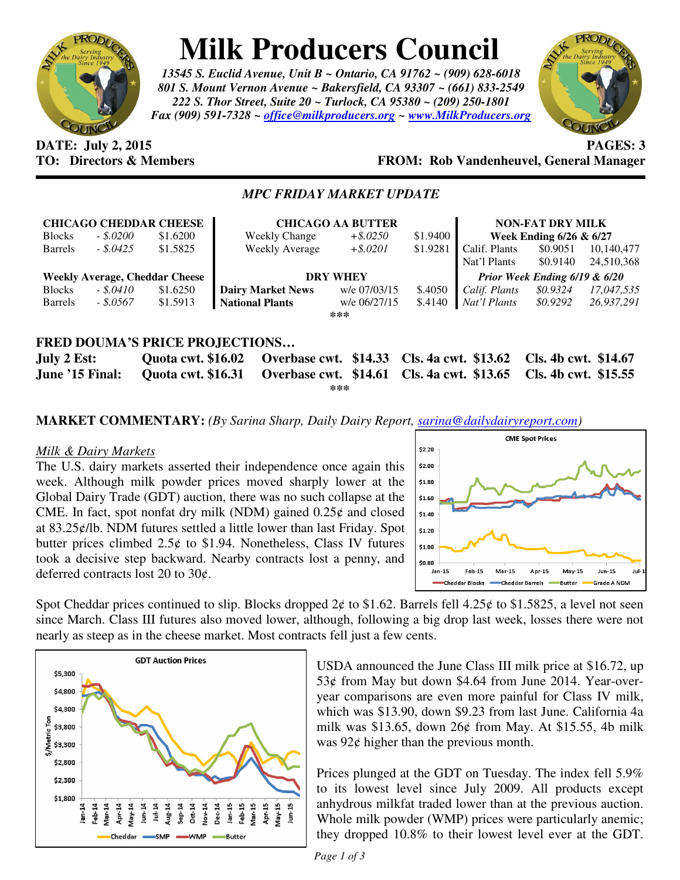# Milk Producers Council

*13545 S. Euclid Avenue, Unit B ~ Ontario, CA 91762 ~ (909) 628-6018*
*801 S. Mount Vernon Avenue ~ Bakersfield, CA 93307 ~ (661) 833-2549*
*222 S. Thor Street, Suite 20 ~ Turlock, CA 95380 ~ (209) 250-1801*
*Fax (909) 591-7328 ~ office@milkproducers.org ~ www.MilkProducers.org*

**DATE: July 2, 2015** **PAGES: 3**
**TO: Directors & Members** **FROM: Rob Vandenheuvel, General Manager**

## *MPC FRIDAY MARKET UPDATE*

| **CHICAGO CHEDDAR CHEESE** | | | **CHICAGO AA BUTTER** | | | **NON-FAT DRY MILK** | | |
|---|---|---|---|---|---|---|---|---|
| | | | | | | **Week Ending 6/26 & 6/27** | | |
| Blocks | *- $.0200* | $1.6200 | Weekly Change | *+$.0250* | $1.9400 | Calif. Plants | $0.9051 | 10,140,477 |
| Barrels | *- $.0425* | $1.5825 | Weekly Average | *+$.0201* | $1.9281 | Nat'l Plants | $0.9140 | 24,510,368 |
| **Weekly Average, Cheddar Cheese** | | | **DRY WHEY** | | | ***Prior Week Ending 6/19 & 6/20*** | | |
| Blocks | *- $.0410* | $1.6250 | **Dairy Market News** | w/e 07/03/15 | $.4050 | *Calif. Plants* | *$0.9324* | *17,047,535* |
| Barrels | *- $.0567* | $1.5913 | **National Plants** | w/e 06/27/15 | $.4140 | *Nat'l Plants* | *$0.9292* | *26,937,291* |

\*\*\*

## FRED DOUMA'S PRICE PROJECTIONS…

| | | | | |
|---|---|---|---|---|
| **July 2 Est:** | **Quota cwt. $16.02** | **Overbase cwt. $14.33** | **Cls. 4a cwt. $13.62** | **Cls. 4b cwt. $14.67** |
| **June '15 Final:** | **Quota cwt. $16.31** | **Overbase cwt. $14.61** | **Cls. 4a cwt. $13.65** | **Cls. 4b cwt. $15.55** |

\*\*\*

**MARKET COMMENTARY:** *(By Sarina Sharp, Daily Dairy Report, sarina@dailydairyreport.com)*

*Milk & Dairy Markets*

The U.S. dairy markets asserted their independence once again this week. Although milk powder prices moved sharply lower at the Global Dairy Trade (GDT) auction, there was no such collapse at the CME. In fact, spot nonfat dry milk (NDM) gained 0.25¢ and closed at 83.25¢/lb. NDM futures settled a little lower than last Friday. Spot butter prices climbed 2.5¢ to $1.94. Nonetheless, Class IV futures took a decisive step backward. Nearby contracts lost a penny, and deferred contracts lost 20 to 30¢.

Spot Cheddar prices continued to slip. Blocks dropped 2¢ to $1.62. Barrels fell 4.25¢ to $1.5825, a level not seen since March. Class III futures also moved lower, although, following a big drop last week, losses there were not nearly as steep as in the cheese market. Most contracts fell just a few cents.

USDA announced the June Class III milk price at $16.72, up 53¢ from May but down $4.64 from June 2014. Year-over-year comparisons are even more painful for Class IV milk, which was $13.90, down $9.23 from last June. California 4a milk was $13.65, down 26¢ from May. At $15.55, 4b milk was 92¢ higher than the previous month.

Prices plunged at the GDT on Tuesday. The index fell 5.9% to its lowest level since July 2009. All products except anhydrous milkfat traded lower than at the previous auction. Whole milk powder (WMP) prices were particularly anemic; they dropped 10.8% to their lowest level ever at the GDT.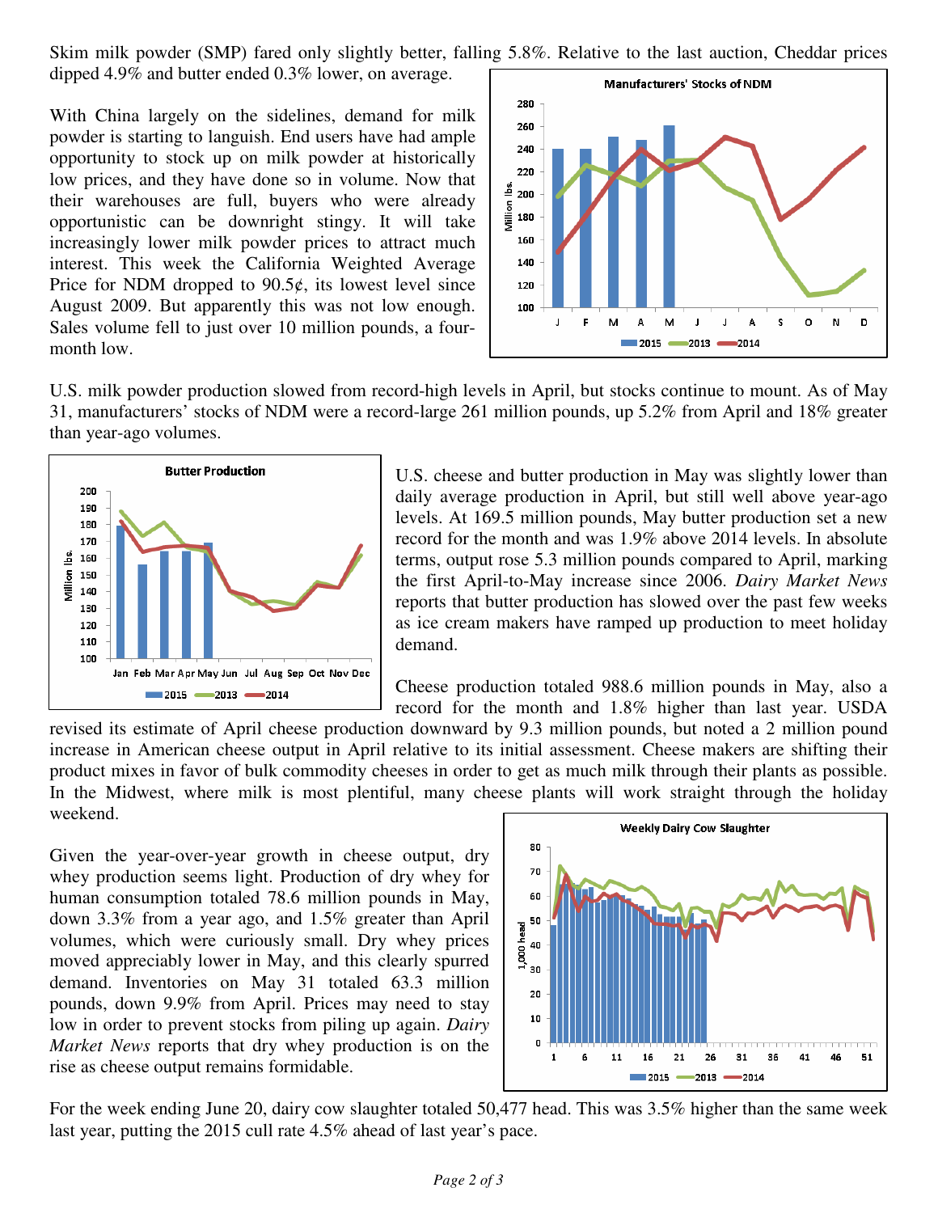Skim milk powder (SMP) fared only slightly better, falling 5.8%. Relative to the last auction, Cheddar prices dipped 4.9% and butter ended 0.3% lower, on average.

With China largely on the sidelines, demand for milk powder is starting to languish. End users have had ample opportunity to stock up on milk powder at historically low prices, and they have done so in volume. Now that their warehouses are full, buyers who were already opportunistic can be downright stingy. It will take increasingly lower milk powder prices to attract much interest. This week the California Weighted Average Price for NDM dropped to 90.5¢, its lowest level since August 2009. But apparently this was not low enough. Sales volume fell to just over 10 million pounds, a four-month low.

U.S. milk powder production slowed from record-high levels in April, but stocks continue to mount. As of May 31, manufacturers' stocks of NDM were a record-large 261 million pounds, up 5.2% from April and 18% greater than year-ago volumes.

U.S. cheese and butter production in May was slightly lower than daily average production in April, but still well above year-ago levels. At 169.5 million pounds, May butter production set a new record for the month and was 1.9% above 2014 levels. In absolute terms, output rose 5.3 million pounds compared to April, marking the first April-to-May increase since 2006. *Dairy Market News* reports that butter production has slowed over the past few weeks as ice cream makers have ramped up production to meet holiday demand.

Cheese production totaled 988.6 million pounds in May, also a record for the month and 1.8% higher than last year. USDA revised its estimate of April cheese production downward by 9.3 million pounds, but noted a 2 million pound increase in American cheese output in April relative to its initial assessment. Cheese makers are shifting their product mixes in favor of bulk commodity cheeses in order to get as much milk through their plants as possible. In the Midwest, where milk is most plentiful, many cheese plants will work straight through the holiday weekend.

Given the year-over-year growth in cheese output, dry whey production seems light. Production of dry whey for human consumption totaled 78.6 million pounds in May, down 3.3% from a year ago, and 1.5% greater than April volumes, which were curiously small. Dry whey prices moved appreciably lower in May, and this clearly spurred demand. Inventories on May 31 totaled 63.3 million pounds, down 9.9% from April. Prices may need to stay low in order to prevent stocks from piling up again. *Dairy Market News* reports that dry whey production is on the rise as cheese output remains formidable.

For the week ending June 20, dairy cow slaughter totaled 50,477 head. This was 3.5% higher than the same week last year, putting the 2015 cull rate 4.5% ahead of last year's pace.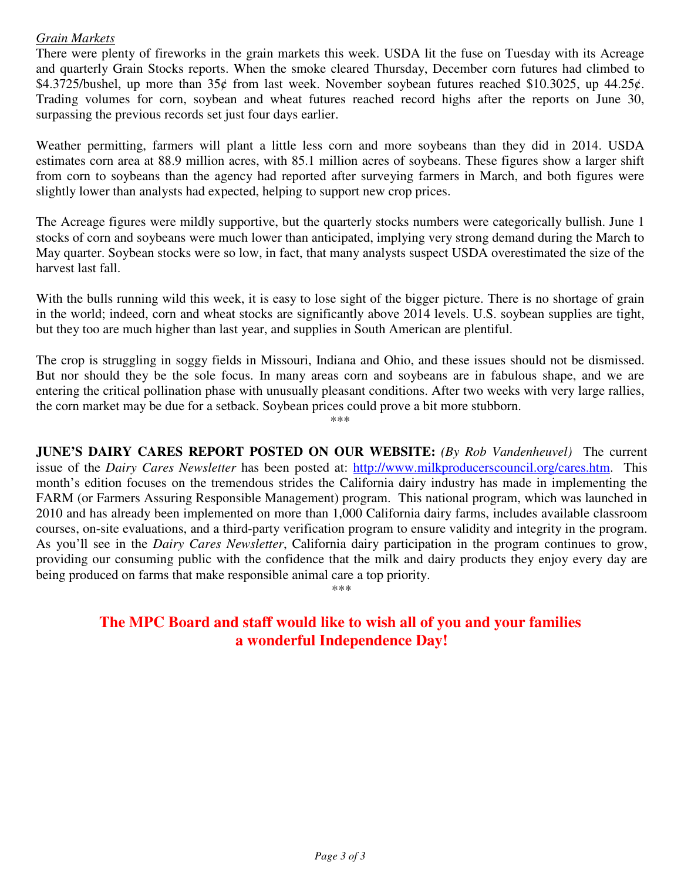*Grain Markets*

There were plenty of fireworks in the grain markets this week. USDA lit the fuse on Tuesday with its Acreage and quarterly Grain Stocks reports. When the smoke cleared Thursday, December corn futures had climbed to $4.3725/bushel, up more than 35¢ from last week. November soybean futures reached $10.3025, up 44.25¢. Trading volumes for corn, soybean and wheat futures reached record highs after the reports on June 30, surpassing the previous records set just four days earlier.

Weather permitting, farmers will plant a little less corn and more soybeans than they did in 2014. USDA estimates corn area at 88.9 million acres, with 85.1 million acres of soybeans. These figures show a larger shift from corn to soybeans than the agency had reported after surveying farmers in March, and both figures were slightly lower than analysts had expected, helping to support new crop prices.

The Acreage figures were mildly supportive, but the quarterly stocks numbers were categorically bullish. June 1 stocks of corn and soybeans were much lower than anticipated, implying very strong demand during the March to May quarter. Soybean stocks were so low, in fact, that many analysts suspect USDA overestimated the size of the harvest last fall.

With the bulls running wild this week, it is easy to lose sight of the bigger picture. There is no shortage of grain in the world; indeed, corn and wheat stocks are significantly above 2014 levels. U.S. soybean supplies are tight, but they too are much higher than last year, and supplies in South American are plentiful.

The crop is struggling in soggy fields in Missouri, Indiana and Ohio, and these issues should not be dismissed. But nor should they be the sole focus. In many areas corn and soybeans are in fabulous shape, and we are entering the critical pollination phase with unusually pleasant conditions. After two weeks with very large rallies, the corn market may be due for a setback. Soybean prices could prove a bit more stubborn.

***

**JUNE'S DAIRY CARES REPORT POSTED ON OUR WEBSITE:** *(By Rob Vandenheuvel)* The current issue of the *Dairy Cares Newsletter* has been posted at: http://www.milkproducerscouncil.org/cares.htm. This month's edition focuses on the tremendous strides the California dairy industry has made in implementing the FARM (or Farmers Assuring Responsible Management) program. This national program, which was launched in 2010 and has already been implemented on more than 1,000 California dairy farms, includes available classroom courses, on-site evaluations, and a third-party verification program to ensure validity and integrity in the program. As you'll see in the *Dairy Cares Newsletter*, California dairy participation in the program continues to grow, providing our consuming public with the confidence that the milk and dairy products they enjoy every day are being produced on farms that make responsible animal care a top priority.

***

**The MPC Board and staff would like to wish all of you and your families a wonderful Independence Day!**